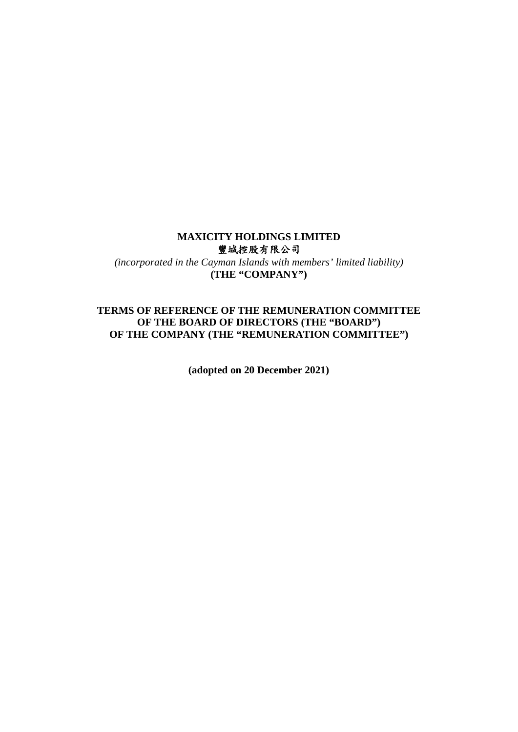**MAXICITY HOLDINGS LIMITED**
**豐城控股有限公司**
*(incorporated in the Cayman Islands with members' limited liability)*
**(THE "COMPANY")**

**TERMS OF REFERENCE OF THE REMUNERATION COMMITTEE OF THE BOARD OF DIRECTORS (THE "BOARD") OF THE COMPANY (THE "REMUNERATION COMMITTEE")**

**(adopted on 20 December 2021)**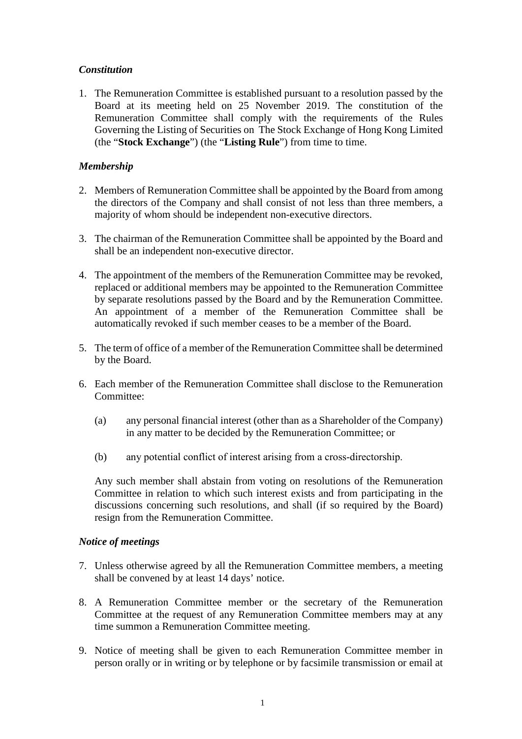### *Constitution*

1. The Remuneration Committee is established pursuant to a resolution passed by the Board at its meeting held on 25 November 2019. The constitution of the Remuneration Committee shall comply with the requirements of the Rules Governing the Listing of Securities on The Stock Exchange of Hong Kong Limited (the "**Stock Exchange**") (the "**Listing Rule**") from time to time.

### *Membership*

2. Members of Remuneration Committee shall be appointed by the Board from among the directors of the Company and shall consist of not less than three members, a majority of whom should be independent non-executive directors.

3. The chairman of the Remuneration Committee shall be appointed by the Board and shall be an independent non-executive director.

4. The appointment of the members of the Remuneration Committee may be revoked, replaced or additional members may be appointed to the Remuneration Committee by separate resolutions passed by the Board and by the Remuneration Committee. An appointment of a member of the Remuneration Committee shall be automatically revoked if such member ceases to be a member of the Board.

5. The term of office of a member of the Remuneration Committee shall be determined by the Board.

6. Each member of the Remuneration Committee shall disclose to the Remuneration Committee:

   (a) any personal financial interest (other than as a Shareholder of the Company) in any matter to be decided by the Remuneration Committee; or

   (b) any potential conflict of interest arising from a cross-directorship.

   Any such member shall abstain from voting on resolutions of the Remuneration Committee in relation to which such interest exists and from participating in the discussions concerning such resolutions, and shall (if so required by the Board) resign from the Remuneration Committee.

### *Notice of meetings*

7. Unless otherwise agreed by all the Remuneration Committee members, a meeting shall be convened by at least 14 days' notice.

8. A Remuneration Committee member or the secretary of the Remuneration Committee at the request of any Remuneration Committee members may at any time summon a Remuneration Committee meeting.

9. Notice of meeting shall be given to each Remuneration Committee member in person orally or in writing or by telephone or by facsimile transmission or email at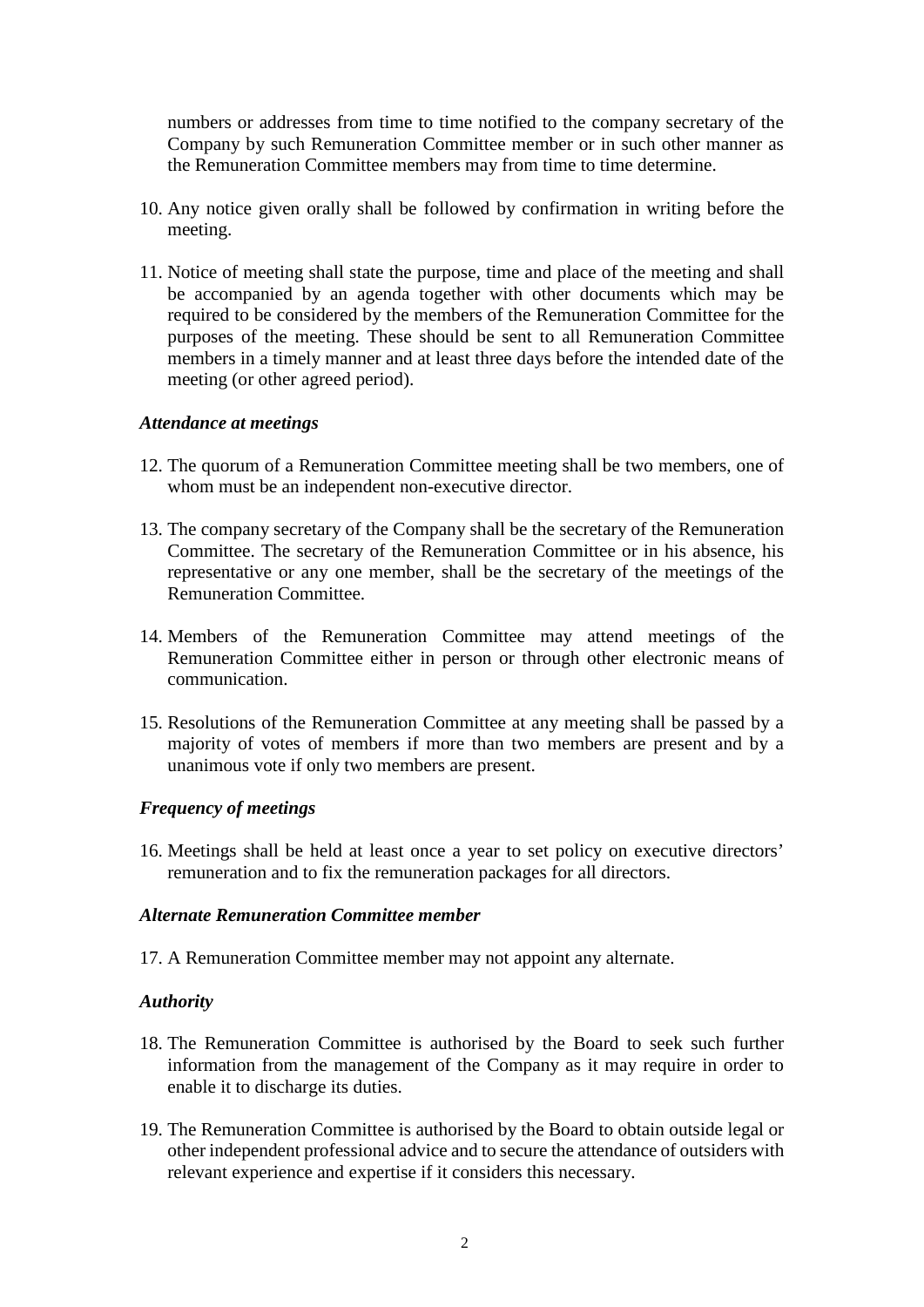numbers or addresses from time to time notified to the company secretary of the Company by such Remuneration Committee member or in such other manner as the Remuneration Committee members may from time to time determine.

10. Any notice given orally shall be followed by confirmation in writing before the meeting.

11. Notice of meeting shall state the purpose, time and place of the meeting and shall be accompanied by an agenda together with other documents which may be required to be considered by the members of the Remuneration Committee for the purposes of the meeting. These should be sent to all Remuneration Committee members in a timely manner and at least three days before the intended date of the meeting (or other agreed period).

***Attendance at meetings***

12. The quorum of a Remuneration Committee meeting shall be two members, one of whom must be an independent non-executive director.

13. The company secretary of the Company shall be the secretary of the Remuneration Committee. The secretary of the Remuneration Committee or in his absence, his representative or any one member, shall be the secretary of the meetings of the Remuneration Committee.

14. Members of the Remuneration Committee may attend meetings of the Remuneration Committee either in person or through other electronic means of communication.

15. Resolutions of the Remuneration Committee at any meeting shall be passed by a majority of votes of members if more than two members are present and by a unanimous vote if only two members are present.

***Frequency of meetings***

16. Meetings shall be held at least once a year to set policy on executive directors' remuneration and to fix the remuneration packages for all directors.

***Alternate Remuneration Committee member***

17. A Remuneration Committee member may not appoint any alternate.

***Authority***

18. The Remuneration Committee is authorised by the Board to seek such further information from the management of the Company as it may require in order to enable it to discharge its duties.

19. The Remuneration Committee is authorised by the Board to obtain outside legal or other independent professional advice and to secure the attendance of outsiders with relevant experience and expertise if it considers this necessary.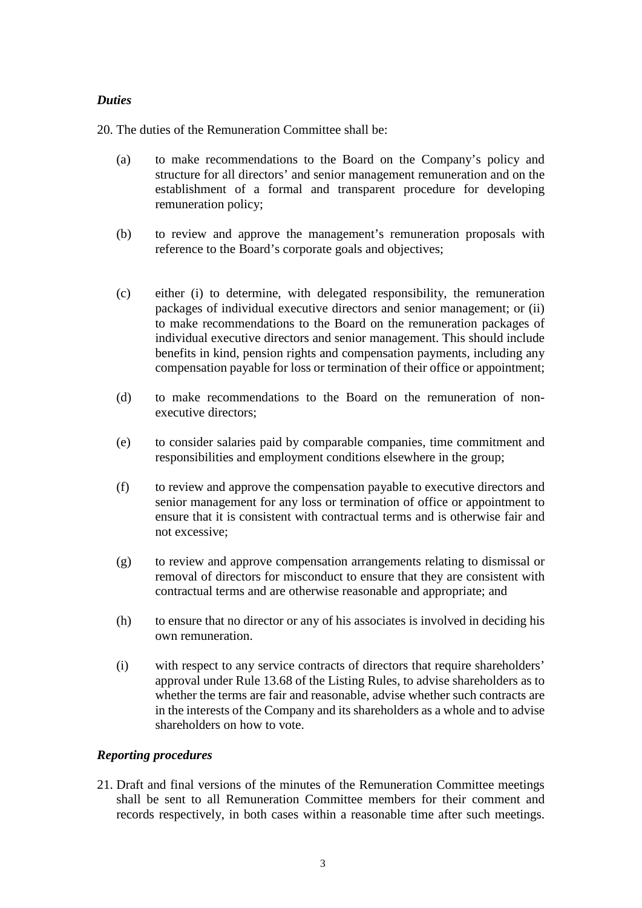***Duties***

20. The duties of the Remuneration Committee shall be:

    (a) to make recommendations to the Board on the Company's policy and structure for all directors' and senior management remuneration and on the establishment of a formal and transparent procedure for developing remuneration policy;

    (b) to review and approve the management's remuneration proposals with reference to the Board's corporate goals and objectives;

    (c) either (i) to determine, with delegated responsibility, the remuneration packages of individual executive directors and senior management; or (ii) to make recommendations to the Board on the remuneration packages of individual executive directors and senior management. This should include benefits in kind, pension rights and compensation payments, including any compensation payable for loss or termination of their office or appointment;

    (d) to make recommendations to the Board on the remuneration of non-executive directors;

    (e) to consider salaries paid by comparable companies, time commitment and responsibilities and employment conditions elsewhere in the group;

    (f) to review and approve the compensation payable to executive directors and senior management for any loss or termination of office or appointment to ensure that it is consistent with contractual terms and is otherwise fair and not excessive;

    (g) to review and approve compensation arrangements relating to dismissal or removal of directors for misconduct to ensure that they are consistent with contractual terms and are otherwise reasonable and appropriate; and

    (h) to ensure that no director or any of his associates is involved in deciding his own remuneration.

    (i) with respect to any service contracts of directors that require shareholders' approval under Rule 13.68 of the Listing Rules, to advise shareholders as to whether the terms are fair and reasonable, advise whether such contracts are in the interests of the Company and its shareholders as a whole and to advise shareholders on how to vote.

***Reporting procedures***

21. Draft and final versions of the minutes of the Remuneration Committee meetings shall be sent to all Remuneration Committee members for their comment and records respectively, in both cases within a reasonable time after such meetings.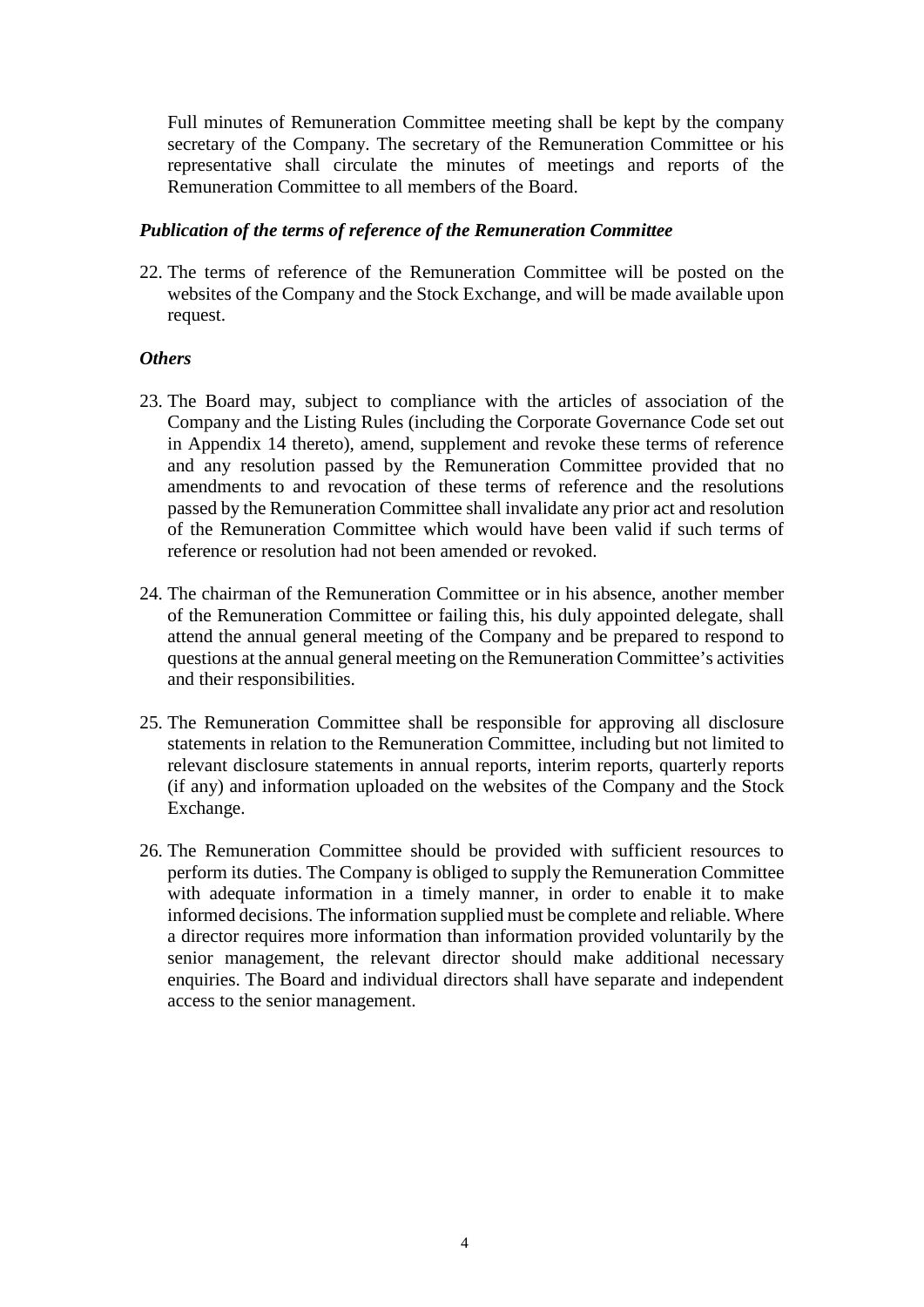Full minutes of Remuneration Committee meeting shall be kept by the company secretary of the Company. The secretary of the Remuneration Committee or his representative shall circulate the minutes of meetings and reports of the Remuneration Committee to all members of the Board.

***Publication of the terms of reference of the Remuneration Committee***

22. The terms of reference of the Remuneration Committee will be posted on the websites of the Company and the Stock Exchange, and will be made available upon request.

***Others***

23. The Board may, subject to compliance with the articles of association of the Company and the Listing Rules (including the Corporate Governance Code set out in Appendix 14 thereto), amend, supplement and revoke these terms of reference and any resolution passed by the Remuneration Committee provided that no amendments to and revocation of these terms of reference and the resolutions passed by the Remuneration Committee shall invalidate any prior act and resolution of the Remuneration Committee which would have been valid if such terms of reference or resolution had not been amended or revoked.

24. The chairman of the Remuneration Committee or in his absence, another member of the Remuneration Committee or failing this, his duly appointed delegate, shall attend the annual general meeting of the Company and be prepared to respond to questions at the annual general meeting on the Remuneration Committee's activities and their responsibilities.

25. The Remuneration Committee shall be responsible for approving all disclosure statements in relation to the Remuneration Committee, including but not limited to relevant disclosure statements in annual reports, interim reports, quarterly reports (if any) and information uploaded on the websites of the Company and the Stock Exchange.

26. The Remuneration Committee should be provided with sufficient resources to perform its duties. The Company is obliged to supply the Remuneration Committee with adequate information in a timely manner, in order to enable it to make informed decisions. The information supplied must be complete and reliable. Where a director requires more information than information provided voluntarily by the senior management, the relevant director should make additional necessary enquiries. The Board and individual directors shall have separate and independent access to the senior management.